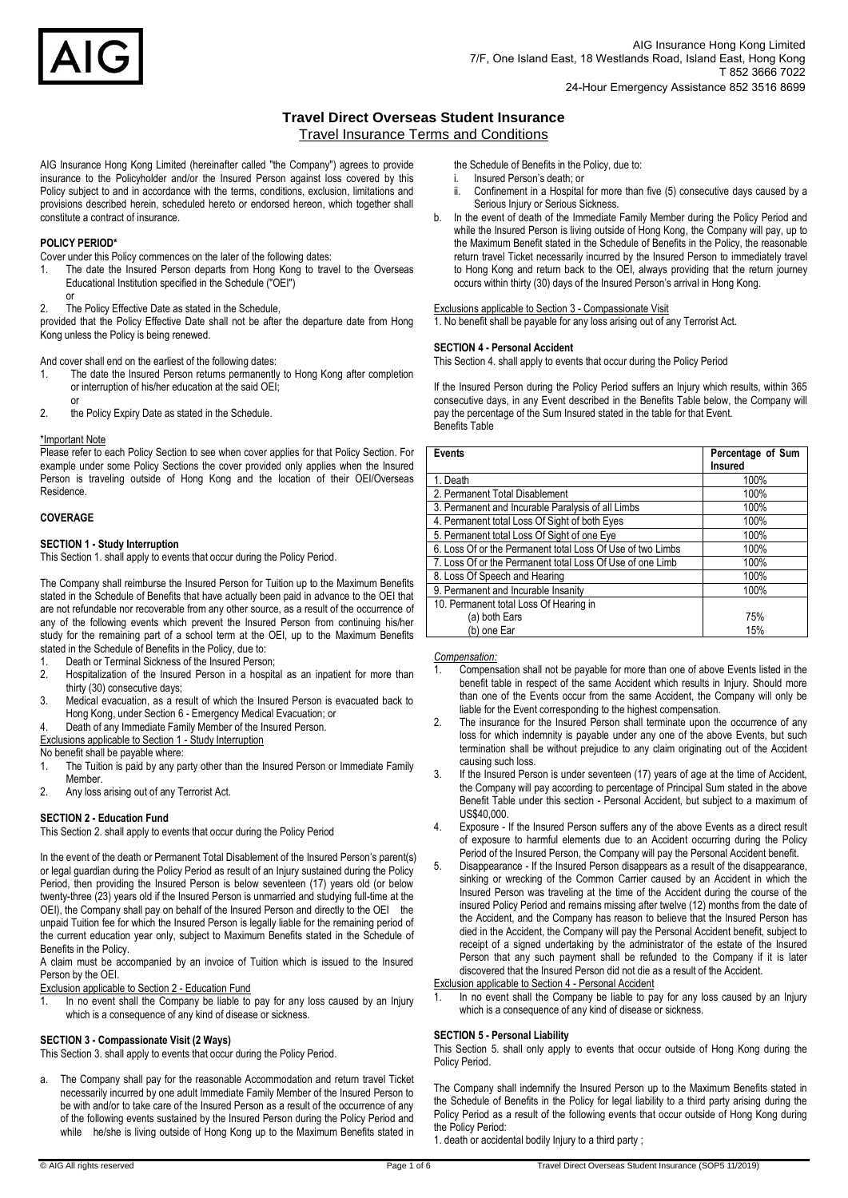AIG Insurance Hong Kong Limited
7/F, One Island East, 18 Westlands Road, Island East, Hong Kong
T 852 3666 7022
24-Hour Emergency Assistance 852 3516 8699

# Travel Direct Overseas Student Insurance

## Travel Insurance Terms and Conditions

AIG Insurance Hong Kong Limited (hereinafter called "the Company") agrees to provide insurance to the Policyholder and/or the Insured Person against loss covered by this Policy subject to and in accordance with the terms, conditions, exclusion, limitations and provisions described herein, scheduled hereto or endorsed hereon, which together shall constitute a contract of insurance.

**POLICY PERIOD***

Cover under this Policy commences on the later of the following dates:

1. The date the Insured Person departs from Hong Kong to travel to the Overseas Educational Institution specified in the Schedule ("OEI")

   or
2. The Policy Effective Date as stated in the Schedule,

provided that the Policy Effective Date shall not be after the departure date from Hong Kong unless the Policy is being renewed.

And cover shall end on the earliest of the following dates:

1. The date the Insured Person returns permanently to Hong Kong after completion or interruption of his/her education at the said OEI;

   or
2. the Policy Expiry Date as stated in the Schedule.

*Important Note

Please refer to each Policy Section to see when cover applies for that Policy Section. For example under some Policy Sections the cover provided only applies when the Insured Person is traveling outside of Hong Kong and the location of their OEI/Overseas Residence.

**COVERAGE**

**SECTION 1 - Study Interruption**

This Section 1. shall apply to events that occur during the Policy Period.

The Company shall reimburse the Insured Person for Tuition up to the Maximum Benefits stated in the Schedule of Benefits that have actually been paid in advance to the OEI that are not refundable nor recoverable from any other source, as a result of the occurrence of any of the following events which prevent the Insured Person from continuing his/her study for the remaining part of a school term at the OEI, up to the Maximum Benefits stated in the Schedule of Benefits in the Policy, due to:

1. Death or Terminal Sickness of the Insured Person;
2. Hospitalization of the Insured Person in a hospital as an inpatient for more than thirty (30) consecutive days;
3. Medical evacuation, as a result of which the Insured Person is evacuated back to Hong Kong, under Section 6 - Emergency Medical Evacuation; or
4. Death of any Immediate Family Member of the Insured Person.

Exclusions applicable to Section 1 - Study Interruption

No benefit shall be payable where:

1. The Tuition is paid by any party other than the Insured Person or Immediate Family Member.
2. Any loss arising out of any Terrorist Act.

**SECTION 2 - Education Fund**

This Section 2. shall apply to events that occur during the Policy Period

In the event of the death or Permanent Total Disablement of the Insured Person's parent(s) or legal guardian during the Policy Period as result of an Injury sustained during the Policy Period, then providing the Insured Person is below seventeen (17) years old (or below twenty-three (23) years old if the Insured Person is unmarried and studying full-time at the OEI), the Company shall pay on behalf of the Insured Person and directly to the OEI the unpaid Tuition fee for which the Insured Person is legally liable for the remaining period of the current education year only, subject to Maximum Benefits stated in the Schedule of Benefits in the Policy.

A claim must be accompanied by an invoice of Tuition which is issued to the Insured Person by the OEI.

Exclusion applicable to Section 2 - Education Fund

1. In no event shall the Company be liable to pay for any loss caused by an Injury which is a consequence of any kind of disease or sickness.

**SECTION 3 - Compassionate Visit (2 Ways)**

This Section 3. shall apply to events that occur during the Policy Period.

a. The Company shall pay for the reasonable Accommodation and return travel Ticket necessarily incurred by one adult Immediate Family Member of the Insured Person to be with and/or to take care of the Insured Person as a result of the occurrence of any of the following events sustained by the Insured Person during the Policy Period and while he/she is living outside of Hong Kong up to the Maximum Benefits stated in the Schedule of Benefits in the Policy, due to:
   i. Insured Person's death; or
   ii. Confinement in a Hospital for more than five (5) consecutive days caused by a Serious Injury or Serious Sickness.
b. In the event of death of the Immediate Family Member during the Policy Period and while the Insured Person is living outside of Hong Kong, the Company will pay, up to the Maximum Benefit stated in the Schedule of Benefits in the Policy, the reasonable return travel Ticket necessarily incurred by the Insured Person to immediately travel to Hong Kong and return back to the OEI, always providing that the return journey occurs within thirty (30) days of the Insured Person's arrival in Hong Kong.

Exclusions applicable to Section 3 - Compassionate Visit

1. No benefit shall be payable for any loss arising out of any Terrorist Act.

**SECTION 4 - Personal Accident**

This Section 4. shall apply to events that occur during the Policy Period

If the Insured Person during the Policy Period suffers an Injury which results, within 365 consecutive days, in any Event described in the Benefits Table below, the Company will pay the percentage of the Sum Insured stated in the table for that Event.

Benefits Table

| Events | Percentage of Sum Insured |
|---|---|
| 1. Death | 100% |
| 2. Permanent Total Disablement | 100% |
| 3. Permanent and Incurable Paralysis of all Limbs | 100% |
| 4. Permanent total Loss Of Sight of both Eyes | 100% |
| 5. Permanent total Loss Of Sight of one Eye | 100% |
| 6. Loss Of or the Permanent total Loss Of Use of two Limbs | 100% |
| 7. Loss Of or the Permanent total Loss Of Use of one Limb | 100% |
| 8. Loss Of Speech and Hearing | 100% |
| 9. Permanent and Incurable Insanity | 100% |
| 10. Permanent total Loss Of Hearing in | |
| (a) both Ears | 75% |
| (b) one Ear | 15% |

*Compensation:*

1. Compensation shall not be payable for more than one of above Events listed in the benefit table in respect of the same Accident which results in Injury. Should more than one of the Events occur from the same Accident, the Company will only be liable for the Event corresponding to the highest compensation.
2. The insurance for the Insured Person shall terminate upon the occurrence of any loss for which indemnity is payable under any one of the above Events, but such termination shall be without prejudice to any claim originating out of the Accident causing such loss.
3. If the Insured Person is under seventeen (17) years of age at the time of Accident, the Company will pay according to percentage of Principal Sum stated in the above Benefit Table under this section - Personal Accident, but subject to a maximum of US$40,000.
4. Exposure - If the Insured Person suffers any of the above Events as a direct result of exposure to harmful elements due to an Accident occurring during the Policy Period of the Insured Person, the Company will pay the Personal Accident benefit.
5. Disappearance - If the Insured Person disappears as a result of the disappearance, sinking or wrecking of the Common Carrier caused by an Accident in which the Insured Person was traveling at the time of the Accident during the course of the insured Policy Period and remains missing after twelve (12) months from the date of the Accident, and the Company has reason to believe that the Insured Person has died in the Accident, the Company will pay the Personal Accident benefit, subject to receipt of a signed undertaking by the administrator of the estate of the Insured Person that any such payment shall be refunded to the Company if it is later discovered that the Insured Person did not die as a result of the Accident.

Exclusion applicable to Section 4 - Personal Accident

1. In no event shall the Company be liable to pay for any loss caused by an Injury which is a consequence of any kind of disease or sickness.

**SECTION 5 - Personal Liability**

This Section 5. shall only apply to events that occur outside of Hong Kong during the Policy Period.

The Company shall indemnify the Insured Person up to the Maximum Benefits stated in the Schedule of Benefits in the Policy for legal liability to a third party arising during the Policy Period as a result of the following events that occur outside of Hong Kong during the Policy Period:

1. death or accidental bodily Injury to a third party ;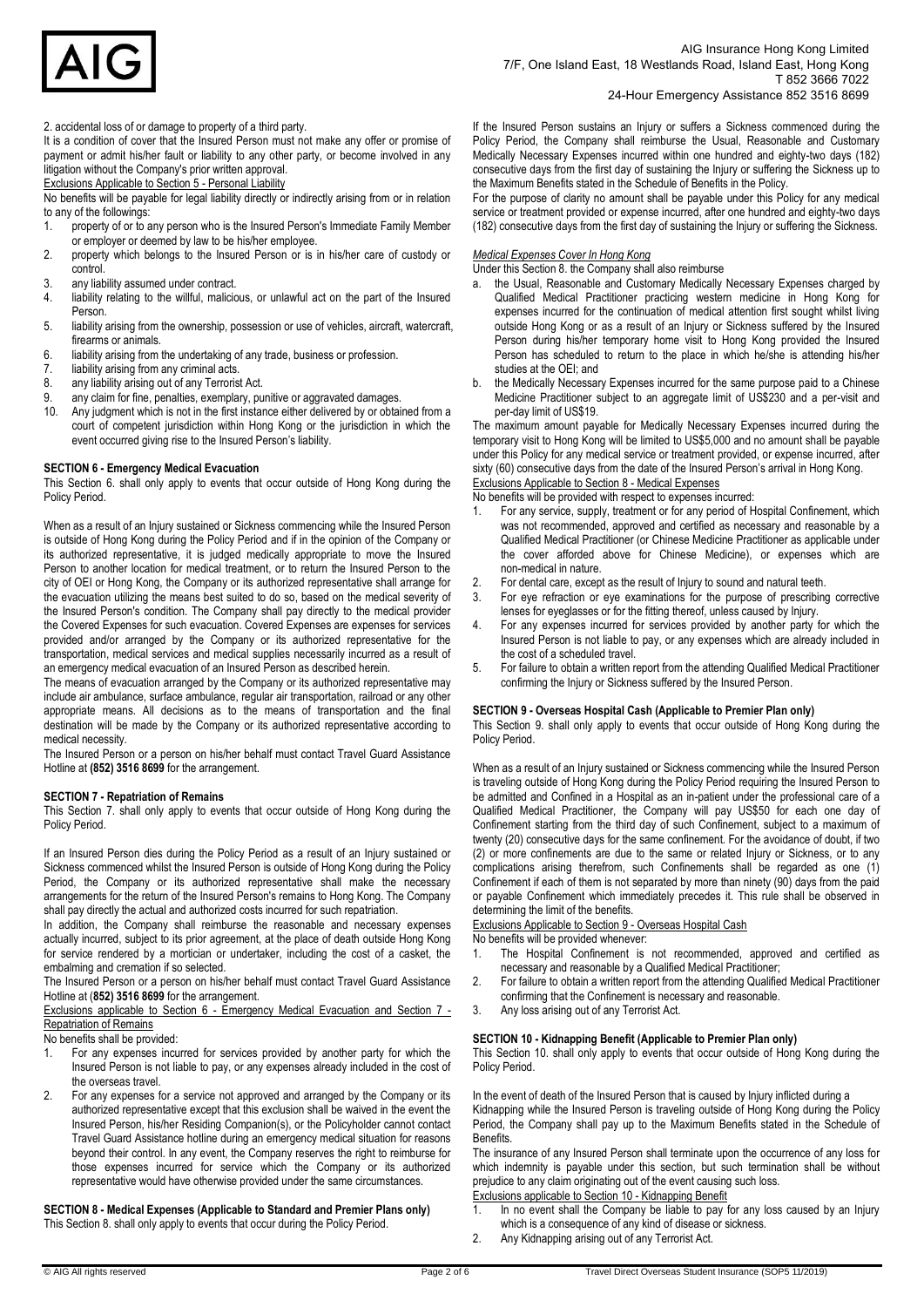2. accidental loss of or damage to property of a third party.

It is a condition of cover that the Insured Person must not make any offer or promise of payment or admit his/her fault or liability to any other party, or become involved in any litigation without the Company's prior written approval.

Exclusions Applicable to Section 5 - Personal Liability

No benefits will be payable for legal liability directly or indirectly arising from or in relation to any of the followings:

1. property of or to any person who is the Insured Person's Immediate Family Member or employer or deemed by law to be his/her employee.
2. property which belongs to the Insured Person or is in his/her care of custody or control.
3. any liability assumed under contract.
4. liability relating to the willful, malicious, or unlawful act on the part of the Insured Person.
5. liability arising from the ownership, possession or use of vehicles, aircraft, watercraft, firearms or animals.
6. liability arising from the undertaking of any trade, business or profession.
7. liability arising from any criminal acts.
8. any liability arising out of any Terrorist Act.
9. any claim for fine, penalties, exemplary, punitive or aggravated damages.
10. Any judgment which is not in the first instance either delivered by or obtained from a court of competent jurisdiction within Hong Kong or the jurisdiction in which the event occurred giving rise to the Insured Person's liability.

**SECTION 6 - Emergency Medical Evacuation**

This Section 6. shall only apply to events that occur outside of Hong Kong during the Policy Period.

When as a result of an Injury sustained or Sickness commencing while the Insured Person is outside of Hong Kong during the Policy Period and if in the opinion of the Company or its authorized representative, it is judged medically appropriate to move the Insured Person to another location for medical treatment, or to return the Insured Person to the city of OEI or Hong Kong, the Company or its authorized representative shall arrange for the evacuation utilizing the means best suited to do so, based on the medical severity of the Insured Person's condition. The Company shall pay directly to the medical provider the Covered Expenses for such evacuation. Covered Expenses are expenses for services provided and/or arranged by the Company or its authorized representative for the transportation, medical services and medical supplies necessarily incurred as a result of an emergency medical evacuation of an Insured Person as described herein.

The means of evacuation arranged by the Company or its authorized representative may include air ambulance, surface ambulance, regular air transportation, railroad or any other appropriate means. All decisions as to the means of transportation and the final destination will be made by the Company or its authorized representative according to medical necessity.

The Insured Person or a person on his/her behalf must contact Travel Guard Assistance Hotline at **(852) 3516 8699** for the arrangement.

**SECTION 7 - Repatriation of Remains**

This Section 7. shall only apply to events that occur outside of Hong Kong during the Policy Period.

If an Insured Person dies during the Policy Period as a result of an Injury sustained or Sickness commenced whilst the Insured Person is outside of Hong Kong during the Policy Period, the Company or its authorized representative shall make the necessary arrangements for the return of the Insured Person's remains to Hong Kong. The Company shall pay directly the actual and authorized costs incurred for such repatriation.

In addition, the Company shall reimburse the reasonable and necessary expenses actually incurred, subject to its prior agreement, at the place of death outside Hong Kong for service rendered by a mortician or undertaker, including the cost of a casket, the embalming and cremation if so selected.

The Insured Person or a person on his/her behalf must contact Travel Guard Assistance Hotline at (**852) 3516 8699** for the arrangement.

Exclusions applicable to Section 6 - Emergency Medical Evacuation and Section 7 - Repatriation of Remains

No benefits shall be provided:

1. For any expenses incurred for services provided by another party for which the Insured Person is not liable to pay, or any expenses already included in the cost of the overseas travel.
2. For any expenses for a service not approved and arranged by the Company or its authorized representative except that this exclusion shall be waived in the event the Insured Person, his/her Residing Companion(s), or the Policyholder cannot contact Travel Guard Assistance hotline during an emergency medical situation for reasons beyond their control. In any event, the Company reserves the right to reimburse for those expenses incurred for service which the Company or its authorized representative would have otherwise provided under the same circumstances.

**SECTION 8 - Medical Expenses (Applicable to Standard and Premier Plans only)**

This Section 8. shall only apply to events that occur during the Policy Period.

If the Insured Person sustains an Injury or suffers a Sickness commenced during the Policy Period, the Company shall reimburse the Usual, Reasonable and Customary Medically Necessary Expenses incurred within one hundred and eighty-two days (182) consecutive days from the first day of sustaining the Injury or suffering the Sickness up to the Maximum Benefits stated in the Schedule of Benefits in the Policy.

For the purpose of clarity no amount shall be payable under this Policy for any medical service or treatment provided or expense incurred, after one hundred and eighty-two days (182) consecutive days from the first day of sustaining the Injury or suffering the Sickness.

*Medical Expenses Cover In Hong Kong*

Under this Section 8. the Company shall also reimburse

a. the Usual, Reasonable and Customary Medically Necessary Expenses charged by Qualified Medical Practitioner practicing western medicine in Hong Kong for expenses incurred for the continuation of medical attention first sought whilst living outside Hong Kong or as a result of an Injury or Sickness suffered by the Insured Person during his/her temporary home visit to Hong Kong provided the Insured Person has scheduled to return to the place in which he/she is attending his/her studies at the OEI; and
b. the Medically Necessary Expenses incurred for the same purpose paid to a Chinese Medicine Practitioner subject to an aggregate limit of US$230 and a per-visit and per-day limit of US$19.

The maximum amount payable for Medically Necessary Expenses incurred during the temporary visit to Hong Kong will be limited to US$5,000 and no amount shall be payable under this Policy for any medical service or treatment provided, or expense incurred, after sixty (60) consecutive days from the date of the Insured Person's arrival in Hong Kong.

Exclusions Applicable to Section 8 - Medical Expenses

No benefits will be provided with respect to expenses incurred:

1. For any service, supply, treatment or for any period of Hospital Confinement, which was not recommended, approved and certified as necessary and reasonable by a Qualified Medical Practitioner (or Chinese Medicine Practitioner as applicable under the cover afforded above for Chinese Medicine), or expenses which are non-medical in nature.
2. For dental care, except as the result of Injury to sound and natural teeth.
3. For eye refraction or eye examinations for the purpose of prescribing corrective lenses for eyeglasses or for the fitting thereof, unless caused by Injury.
4. For any expenses incurred for services provided by another party for which the Insured Person is not liable to pay, or any expenses which are already included in the cost of a scheduled travel.
5. For failure to obtain a written report from the attending Qualified Medical Practitioner confirming the Injury or Sickness suffered by the Insured Person.

**SECTION 9 - Overseas Hospital Cash (Applicable to Premier Plan only)**

This Section 9. shall only apply to events that occur outside of Hong Kong during the Policy Period.

When as a result of an Injury sustained or Sickness commencing while the Insured Person is traveling outside of Hong Kong during the Policy Period requiring the Insured Person to be admitted and Confined in a Hospital as an in-patient under the professional care of a Qualified Medical Practitioner, the Company will pay US$50 for each one day of Confinement starting from the third day of such Confinement, subject to a maximum of twenty (20) consecutive days for the same confinement. For the avoidance of doubt, if two (2) or more confinements are due to the same or related Injury or Sickness, or to any complications arising therefrom, such Confinements shall be regarded as one (1) Confinement if each of them is not separated by more than ninety (90) days from the paid or payable Confinement which immediately precedes it. This rule shall be observed in determining the limit of the benefits.

Exclusions Applicable to Section 9 - Overseas Hospital Cash

No benefits will be provided whenever:

1. The Hospital Confinement is not recommended, approved and certified as necessary and reasonable by a Qualified Medical Practitioner;
2. For failure to obtain a written report from the attending Qualified Medical Practitioner confirming that the Confinement is necessary and reasonable.
3. Any loss arising out of any Terrorist Act.

**SECTION 10 - Kidnapping Benefit (Applicable to Premier Plan only)**

This Section 10. shall only apply to events that occur outside of Hong Kong during the Policy Period.

In the event of death of the Insured Person that is caused by Injury inflicted during a Kidnapping while the Insured Person is traveling outside of Hong Kong during the Policy Period, the Company shall pay up to the Maximum Benefits stated in the Schedule of Benefits.

The insurance of any Insured Person shall terminate upon the occurrence of any loss for which indemnity is payable under this section, but such termination shall be without prejudice to any claim originating out of the event causing such loss.

Exclusions applicable to Section 10 - Kidnapping Benefit

1. In no event shall the Company be liable to pay for any loss caused by an Injury which is a consequence of any kind of disease or sickness.
2. Any Kidnapping arising out of any Terrorist Act.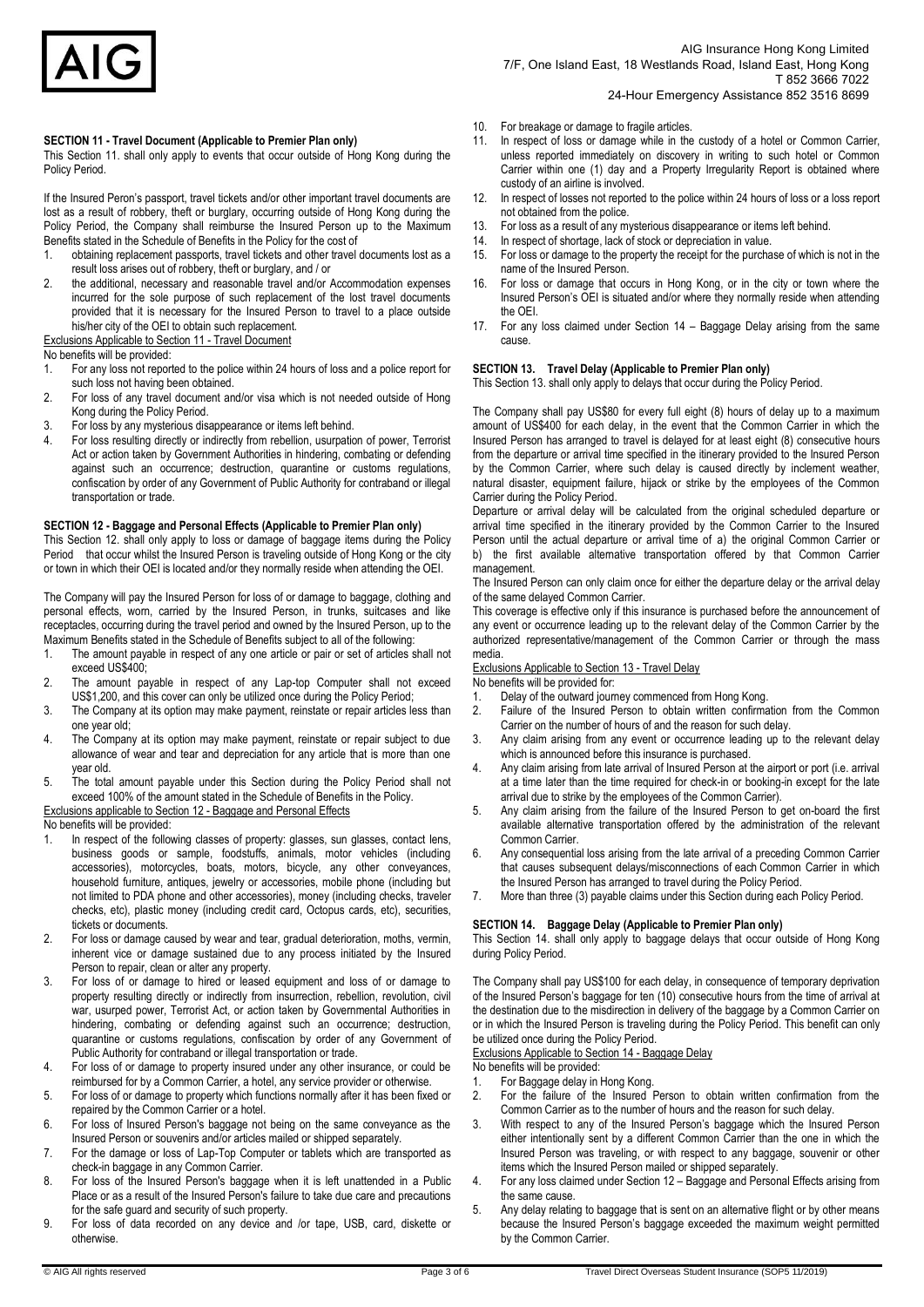### SECTION 11 - Travel Document (Applicable to Premier Plan only)

This Section 11. shall only apply to events that occur outside of Hong Kong during the Policy Period.

If the Insured Peron's passport, travel tickets and/or other important travel documents are lost as a result of robbery, theft or burglary, occurring outside of Hong Kong during the Policy Period, the Company shall reimburse the Insured Person up to the Maximum Benefits stated in the Schedule of Benefits in the Policy for the cost of

1. obtaining replacement passports, travel tickets and other travel documents lost as a result loss arises out of robbery, theft or burglary, and / or
2. the additional, necessary and reasonable travel and/or Accommodation expenses incurred for the sole purpose of such replacement of the lost travel documents provided that it is necessary for the Insured Person to travel to a place outside his/her city of the OEI to obtain such replacement.

Exclusions Applicable to Section 11 - Travel Document

No benefits will be provided:

1. For any loss not reported to the police within 24 hours of loss and a police report for such loss not having been obtained.
2. For loss of any travel document and/or visa which is not needed outside of Hong Kong during the Policy Period.
3. For loss by any mysterious disappearance or items left behind.
4. For loss resulting directly or indirectly from rebellion, usurpation of power, Terrorist Act or action taken by Government Authorities in hindering, combating or defending against such an occurrence; destruction, quarantine or customs regulations, confiscation by order of any Government of Public Authority for contraband or illegal transportation or trade.

### SECTION 12 - Baggage and Personal Effects (Applicable to Premier Plan only)

This Section 12. shall only apply to loss or damage of baggage items during the Policy Period that occur whilst the Insured Person is traveling outside of Hong Kong or the city or town in which their OEI is located and/or they normally reside when attending the OEI.

The Company will pay the Insured Person for loss of or damage to baggage, clothing and personal effects, worn, carried by the Insured Person, in trunks, suitcases and like receptacles, occurring during the travel period and owned by the Insured Person, up to the Maximum Benefits stated in the Schedule of Benefits subject to all of the following:

1. The amount payable in respect of any one article or pair or set of articles shall not exceed US$400;
2. The amount payable in respect of any Lap-top Computer shall not exceed US$1,200, and this cover can only be utilized once during the Policy Period;
3. The Company at its option may make payment, reinstate or repair articles less than one year old;
4. The Company at its option may make payment, reinstate or repair subject to due allowance of wear and tear and depreciation for any article that is more than one year old.
5. The total amount payable under this Section during the Policy Period shall not exceed 100% of the amount stated in the Schedule of Benefits in the Policy.

Exclusions applicable to Section 12 - Baggage and Personal Effects

No benefits will be provided:

1. In respect of the following classes of property: glasses, sun glasses, contact lens, business goods or sample, foodstuffs, animals, motor vehicles (including accessories), motorcycles, boats, motors, bicycle, any other conveyances, household furniture, antiques, jewelry or accessories, mobile phone (including but not limited to PDA phone and other accessories), money (including checks, traveler checks, etc), plastic money (including credit card, Octopus cards, etc), securities, tickets or documents.
2. For loss or damage caused by wear and tear, gradual deterioration, moths, vermin, inherent vice or damage sustained due to any process initiated by the Insured Person to repair, clean or alter any property.
3. For loss of or damage to hired or leased equipment and loss of or damage to property resulting directly or indirectly from insurrection, rebellion, revolution, civil war, usurped power, Terrorist Act, or action taken by Governmental Authorities in hindering, combating or defending against such an occurrence; destruction, quarantine or customs regulations, confiscation by order of any Government of Public Authority for contraband or illegal transportation or trade.
4. For loss of or damage to property insured under any other insurance, or could be reimbursed for by a Common Carrier, a hotel, any service provider or otherwise.
5. For loss of or damage to property which functions normally after it has been fixed or repaired by the Common Carrier or a hotel.
6. For loss of Insured Person's baggage not being on the same conveyance as the Insured Person or souvenirs and/or articles mailed or shipped separately.
7. For the damage or loss of Lap-Top Computer or tablets which are transported as check-in baggage in any Common Carrier.
8. For loss of the Insured Person's baggage when it is left unattended in a Public Place or as a result of the Insured Person's failure to take due care and precautions for the safe guard and security of such property.
9. For loss of data recorded on any device and /or tape, USB, card, diskette or otherwise.
10. For breakage or damage to fragile articles.
11. In respect of loss or damage while in the custody of a hotel or Common Carrier, unless reported immediately on discovery in writing to such hotel or Common Carrier within one (1) day and a Property Irregularity Report is obtained where custody of an airline is involved.
12. In respect of losses not reported to the police within 24 hours of loss or a loss report not obtained from the police.
13. For loss as a result of any mysterious disappearance or items left behind.
14. In respect of shortage, lack of stock or depreciation in value.
15. For loss or damage to the property the receipt for the purchase of which is not in the name of the Insured Person.
16. For loss or damage that occurs in Hong Kong, or in the city or town where the Insured Person's OEI is situated and/or where they normally reside when attending the OEI.
17. For any loss claimed under Section 14 – Baggage Delay arising from the same cause.

### SECTION 13. Travel Delay (Applicable to Premier Plan only)

This Section 13. shall only apply to delays that occur during the Policy Period.

The Company shall pay US$80 for every full eight (8) hours of delay up to a maximum amount of US$400 for each delay, in the event that the Common Carrier in which the Insured Person has arranged to travel is delayed for at least eight (8) consecutive hours from the departure or arrival time specified in the itinerary provided to the Insured Person by the Common Carrier, where such delay is caused directly by inclement weather, natural disaster, equipment failure, hijack or strike by the employees of the Common Carrier during the Policy Period.

Departure or arrival delay will be calculated from the original scheduled departure or arrival time specified in the itinerary provided by the Common Carrier to the Insured Person until the actual departure or arrival time of a) the original Common Carrier or b) the first available alternative transportation offered by that Common Carrier management.

The Insured Person can only claim once for either the departure delay or the arrival delay of the same delayed Common Carrier.

This coverage is effective only if this insurance is purchased before the announcement of any event or occurrence leading up to the relevant delay of the Common Carrier by the authorized representative/management of the Common Carrier or through the mass media.

Exclusions Applicable to Section 13 - Travel Delay

No benefits will be provided for:

1. Delay of the outward journey commenced from Hong Kong.
2. Failure of the Insured Person to obtain written confirmation from the Common Carrier on the number of hours of and the reason for such delay.
3. Any claim arising from any event or occurrence leading up to the relevant delay which is announced before this insurance is purchased.
4. Any claim arising from late arrival of Insured Person at the airport or port (i.e. arrival at a time later than the time required for check-in or booking-in except for the late arrival due to strike by the employees of the Common Carrier).
5. Any claim arising from the failure of the Insured Person to get on-board the first available alternative transportation offered by the administration of the relevant Common Carrier.
6. Any consequential loss arising from the late arrival of a preceding Common Carrier that causes subsequent delays/misconnections of each Common Carrier in which the Insured Person has arranged to travel during the Policy Period.
7. More than three (3) payable claims under this Section during each Policy Period.

### SECTION 14. Baggage Delay (Applicable to Premier Plan only)

This Section 14. shall only apply to baggage delays that occur outside of Hong Kong during Policy Period.

The Company shall pay US$100 for each delay, in consequence of temporary deprivation of the Insured Person's baggage for ten (10) consecutive hours from the time of arrival at the destination due to the misdirection in delivery of the baggage by a Common Carrier on or in which the Insured Person is traveling during the Policy Period. This benefit can only be utilized once during the Policy Period.

Exclusions Applicable to Section 14 - Baggage Delay

No benefits will be provided:

1. For Baggage delay in Hong Kong.
2. For the failure of the Insured Person to obtain written confirmation from the Common Carrier as to the number of hours and the reason for such delay.
3. With respect to any of the Insured Person's baggage which the Insured Person either intentionally sent by a different Common Carrier than the one in which the Insured Person was traveling, or with respect to any baggage, souvenir or other items which the Insured Person mailed or shipped separately.
4. For any loss claimed under Section 12 – Baggage and Personal Effects arising from the same cause.
5. Any delay relating to baggage that is sent on an alternative flight or by other means because the Insured Person's baggage exceeded the maximum weight permitted by the Common Carrier.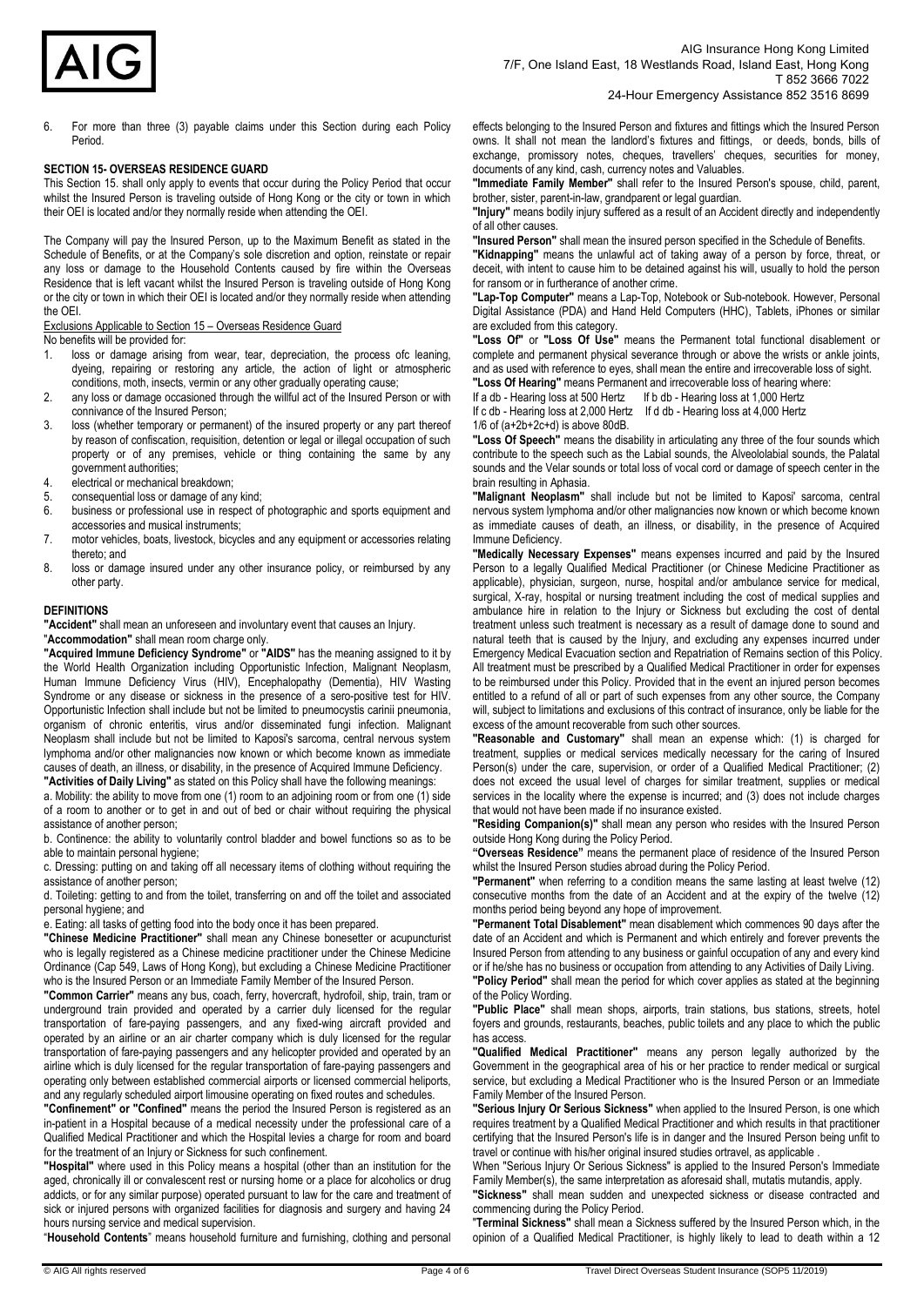6. For more than three (3) payable claims under this Section during each Policy Period.

**SECTION 15- OVERSEAS RESIDENCE GUARD**

This Section 15. shall only apply to events that occur during the Policy Period that occur whilst the Insured Person is traveling outside of Hong Kong or the city or town in which their OEI is located and/or they normally reside when attending the OEI.

The Company will pay the Insured Person, up to the Maximum Benefit as stated in the Schedule of Benefits, or at the Company's sole discretion and option, reinstate or repair any loss or damage to the Household Contents caused by fire within the Overseas Residence that is left vacant whilst the Insured Person is traveling outside of Hong Kong or the city or town in which their OEI is located and/or they normally reside when attending the OEI.

Exclusions Applicable to Section 15 – Overseas Residence Guard

No benefits will be provided for:

1. loss or damage arising from wear, tear, depreciation, the process ofc leaning, dyeing, repairing or restoring any article, the action of light or atmospheric conditions, moth, insects, vermin or any other gradually operating cause;
2. any loss or damage occasioned through the willful act of the Insured Person or with connivance of the Insured Person;
3. loss (whether temporary or permanent) of the insured property or any part thereof by reason of confiscation, requisition, detention or legal or illegal occupation of such property or of any premises, vehicle or thing containing the same by any government authorities;
4. electrical or mechanical breakdown;
5. consequential loss or damage of any kind;
6. business or professional use in respect of photographic and sports equipment and accessories and musical instruments;
7. motor vehicles, boats, livestock, bicycles and any equipment or accessories relating thereto; and
8. loss or damage insured under any other insurance policy, or reimbursed by any other party.

**DEFINITIONS**

**"Accident"** shall mean an unforeseen and involuntary event that causes an Injury.

"**Accommodation"** shall mean room charge only.

**"Acquired Immune Deficiency Syndrome"** or **"AIDS"** has the meaning assigned to it by the World Health Organization including Opportunistic Infection, Malignant Neoplasm, Human Immune Deficiency Virus (HIV), Encephalopathy (Dementia), HIV Wasting Syndrome or any disease or sickness in the presence of a sero-positive test for HIV. Opportunistic Infection shall include but not be limited to pneumocystis carinii pneumonia, organism of chronic enteritis, virus and/or disseminated fungi infection. Malignant Neoplasm shall include but not be limited to Kaposi's sarcoma, central nervous system lymphoma and/or other malignancies now known or which become known as immediate causes of death, an illness, or disability, in the presence of Acquired Immune Deficiency.

**"Activities of Daily Living"** as stated on this Policy shall have the following meanings:

a. Mobility: the ability to move from one (1) room to an adjoining room or from one (1) side of a room to another or to get in and out of bed or chair without requiring the physical assistance of another person;

b. Continence: the ability to voluntarily control bladder and bowel functions so as to be able to maintain personal hygiene;

c. Dressing: putting on and taking off all necessary items of clothing without requiring the assistance of another person;

d. Toileting: getting to and from the toilet, transferring on and off the toilet and associated personal hygiene; and

e. Eating: all tasks of getting food into the body once it has been prepared.

**"Chinese Medicine Practitioner"** shall mean any Chinese bonesetter or acupuncturist who is legally registered as a Chinese medicine practitioner under the Chinese Medicine Ordinance (Cap 549, Laws of Hong Kong), but excluding a Chinese Medicine Practitioner who is the Insured Person or an Immediate Family Member of the Insured Person.

**"Common Carrier"** means any bus, coach, ferry, hovercraft, hydrofoil, ship, train, tram or underground train provided and operated by a carrier duly licensed for the regular transportation of fare-paying passengers, and any fixed-wing aircraft provided and operated by an airline or an air charter company which is duly licensed for the regular transportation of fare-paying passengers and any helicopter provided and operated by an airline which is duly licensed for the regular transportation of fare-paying passengers and operating only between established commercial airports or licensed commercial heliports, and any regularly scheduled airport limousine operating on fixed routes and schedules.

**"Confinement" or "Confined"** means the period the Insured Person is registered as an in-patient in a Hospital because of a medical necessity under the professional care of a Qualified Medical Practitioner and which the Hospital levies a charge for room and board for the treatment of an Injury or Sickness for such confinement.

**"Hospital"** where used in this Policy means a hospital (other than an institution for the aged, chronically ill or convalescent rest or nursing home or a place for alcoholics or drug addicts, or for any similar purpose) operated pursuant to law for the care and treatment of sick or injured persons with organized facilities for diagnosis and surgery and having 24 hours nursing service and medical supervision.

"**Household Contents**" means household furniture and furnishing, clothing and personal effects belonging to the Insured Person and fixtures and fittings which the Insured Person owns. It shall not mean the landlord's fixtures and fittings, or deeds, bonds, bills of exchange, promissory notes, cheques, travellers' cheques, securities for money, documents of any kind, cash, currency notes and Valuables.

**"Immediate Family Member"** shall refer to the Insured Person's spouse, child, parent, brother, sister, parent-in-law, grandparent or legal guardian.

**"Injury"** means bodily injury suffered as a result of an Accident directly and independently of all other causes.

**"Insured Person"** shall mean the insured person specified in the Schedule of Benefits.

**"Kidnapping"** means the unlawful act of taking away of a person by force, threat, or deceit, with intent to cause him to be detained against his will, usually to hold the person for ransom or in furtherance of another crime.

**"Lap-Top Computer"** means a Lap-Top, Notebook or Sub-notebook. However, Personal Digital Assistance (PDA) and Hand Held Computers (HHC), Tablets, iPhones or similar are excluded from this category.

**"Loss Of"** or **"Loss Of Use"** means the Permanent total functional disablement or complete and permanent physical severance through or above the wrists or ankle joints, and as used with reference to eyes, shall mean the entire and irrecoverable loss of sight.

**"Loss Of Hearing"** means Permanent and irrecoverable loss of hearing where:

If a db - Hearing loss at 500 Hertz    If b db - Hearing loss at 1,000 Hertz

If c db - Hearing loss at 2,000 Hertz    If d db - Hearing loss at 4,000 Hertz

1/6 of (a+2b+2c+d) is above 80dB.

**"Loss Of Speech"** means the disability in articulating any three of the four sounds which contribute to the speech such as the Labial sounds, the Alveololabial sounds, the Palatal sounds and the Velar sounds or total loss of vocal cord or damage of speech center in the brain resulting in Aphasia.

**"Malignant Neoplasm"** shall include but not be limited to Kaposi' sarcoma, central nervous system lymphoma and/or other malignancies now known or which become known as immediate causes of death, an illness, or disability, in the presence of Acquired Immune Deficiency.

**"Medically Necessary Expenses"** means expenses incurred and paid by the Insured Person to a legally Qualified Medical Practitioner (or Chinese Medicine Practitioner as applicable), physician, surgeon, nurse, hospital and/or ambulance service for medical, surgical, X-ray, hospital or nursing treatment including the cost of medical supplies and ambulance hire in relation to the Injury or Sickness but excluding the cost of dental treatment unless such treatment is necessary as a result of damage done to sound and natural teeth that is caused by the Injury, and excluding any expenses incurred under Emergency Medical Evacuation section and Repatriation of Remains section of this Policy. All treatment must be prescribed by a Qualified Medical Practitioner in order for expenses to be reimbursed under this Policy. Provided that in the event an injured person becomes entitled to a refund of all or part of such expenses from any other source, the Company will, subject to limitations and exclusions of this contract of insurance, only be liable for the excess of the amount recoverable from such other sources.

**"Reasonable and Customary"** shall mean an expense which: (1) is charged for treatment, supplies or medical services medically necessary for the caring of Insured Person(s) under the care, supervision, or order of a Qualified Medical Practitioner; (2) does not exceed the usual level of charges for similar treatment, supplies or medical services in the locality where the expense is incurred; and (3) does not include charges that would not have been made if no insurance existed.

**"Residing Companion(s)"** shall mean any person who resides with the Insured Person outside Hong Kong during the Policy Period.

**"Overseas Residence"** means the permanent place of residence of the Insured Person whilst the Insured Person studies abroad during the Policy Period.

**"Permanent"** when referring to a condition means the same lasting at least twelve (12) consecutive months from the date of an Accident and at the expiry of the twelve (12) months period being beyond any hope of improvement.

**"Permanent Total Disablement"** mean disablement which commences 90 days after the date of an Accident and which is Permanent and which entirely and forever prevents the Insured Person from attending to any business or gainful occupation of any and every kind or if he/she has no business or occupation from attending to any Activities of Daily Living.

**"Policy Period"** shall mean the period for which cover applies as stated at the beginning of the Policy Wording.

**"Public Place"** shall mean shops, airports, train stations, bus stations, streets, hotel foyers and grounds, restaurants, beaches, public toilets and any place to which the public has access.

**"Qualified Medical Practitioner"** means any person legally authorized by the Government in the geographical area of his or her practice to render medical or surgical service, but excluding a Medical Practitioner who is the Insured Person or an Immediate Family Member of the Insured Person.

**"Serious Injury Or Serious Sickness"** when applied to the Insured Person, is one which requires treatment by a Qualified Medical Practitioner and which results in that practitioner certifying that the Insured Person's life is in danger and the Insured Person being unfit to travel or continue with his/her original insured studies ortravel, as applicable .

When "Serious Injury Or Serious Sickness" is applied to the Insured Person's Immediate Family Member(s), the same interpretation as aforesaid shall, mutatis mutandis, apply.

**"Sickness"** shall mean sudden and unexpected sickness or disease contracted and commencing during the Policy Period.

"**Terminal Sickness"** shall mean a Sickness suffered by the Insured Person which, in the opinion of a Qualified Medical Practitioner, is highly likely to lead to death within a 12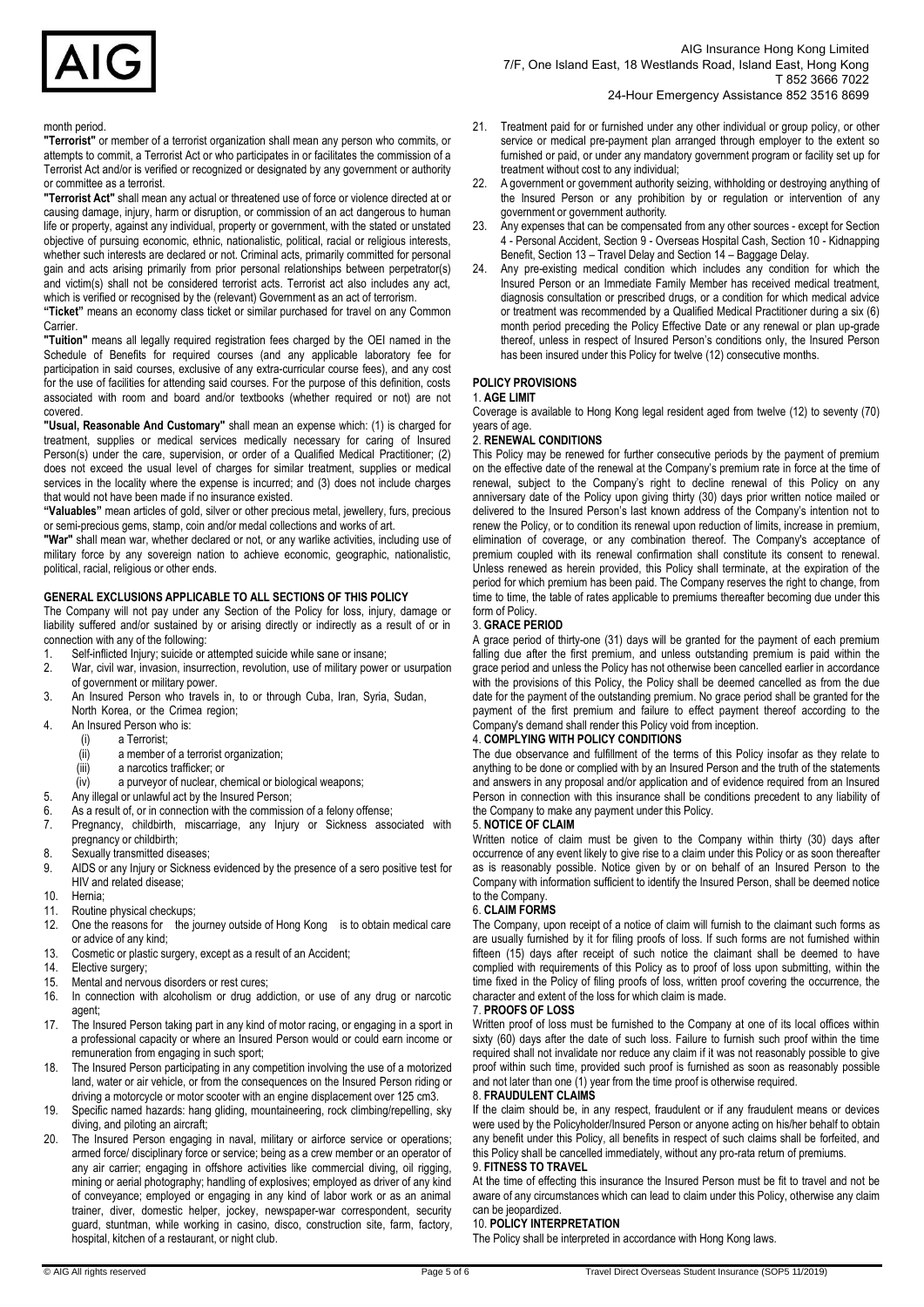month period.

**"Terrorist"** or member of a terrorist organization shall mean any person who commits, or attempts to commit, a Terrorist Act or who participates in or facilitates the commission of a Terrorist Act and/or is verified or recognized or designated by any government or authority or committee as a terrorist.

**"Terrorist Act"** shall mean any actual or threatened use of force or violence directed at or causing damage, injury, harm or disruption, or commission of an act dangerous to human life or property, against any individual, property or government, with the stated or unstated objective of pursuing economic, ethnic, nationalistic, political, racial or religious interests, whether such interests are declared or not. Criminal acts, primarily committed for personal gain and acts arising primarily from prior personal relationships between perpetrator(s) and victim(s) shall not be considered terrorist acts. Terrorist act also includes any act, which is verified or recognised by the (relevant) Government as an act of terrorism.

**"Ticket"** means an economy class ticket or similar purchased for travel on any Common Carrier.

**"Tuition"** means all legally required registration fees charged by the OEI named in the Schedule of Benefits for required courses (and any applicable laboratory fee for participation in said courses, exclusive of any extra-curricular course fees), and any cost for the use of facilities for attending said courses. For the purpose of this definition, costs associated with room and board and/or textbooks (whether required or not) are not covered.

**"Usual, Reasonable And Customary"** shall mean an expense which: (1) is charged for treatment, supplies or medical services medically necessary for caring of Insured Person(s) under the care, supervision, or order of a Qualified Medical Practitioner; (2) does not exceed the usual level of charges for similar treatment, supplies or medical services in the locality where the expense is incurred; and (3) does not include charges that would not have been made if no insurance existed.

**"Valuables"** mean articles of gold, silver or other precious metal, jewellery, furs, precious or semi-precious gems, stamp, coin and/or medal collections and works of art.

**"War"** shall mean war, whether declared or not, or any warlike activities, including use of military force by any sovereign nation to achieve economic, geographic, nationalistic, political, racial, religious or other ends.

## GENERAL EXCLUSIONS APPLICABLE TO ALL SECTIONS OF THIS POLICY

The Company will not pay under any Section of the Policy for loss, injury, damage or liability suffered and/or sustained by or arising directly or indirectly as a result of or in connection with any of the following:

1. Self-inflicted Injury; suicide or attempted suicide while sane or insane;
2. War, civil war, invasion, insurrection, revolution, use of military power or usurpation of government or military power.
3. An Insured Person who travels in, to or through Cuba, Iran, Syria, Sudan, North Korea, or the Crimea region;
4. An Insured Person who is:
   (i) a Terrorist;
   (ii) a member of a terrorist organization;
   (iii) a narcotics trafficker; or
   (iv) a purveyor of nuclear, chemical or biological weapons;
5. Any illegal or unlawful act by the Insured Person;
6. As a result of, or in connection with the commission of a felony offense;
7. Pregnancy, childbirth, miscarriage, any Injury or Sickness associated with pregnancy or childbirth;
8. Sexually transmitted diseases;
9. AIDS or any Injury or Sickness evidenced by the presence of a sero positive test for HIV and related disease;
10. Hernia;
11. Routine physical checkups;
12. One the reasons for the journey outside of Hong Kong is to obtain medical care or advice of any kind;
13. Cosmetic or plastic surgery, except as a result of an Accident;
14. Elective surgery;
15. Mental and nervous disorders or rest cures;
16. In connection with alcoholism or drug addiction, or use of any drug or narcotic agent;
17. The Insured Person taking part in any kind of motor racing, or engaging in a sport in a professional capacity or where an Insured Person would or could earn income or remuneration from engaging in such sport;
18. The Insured Person participating in any competition involving the use of a motorized land, water or air vehicle, or from the consequences on the Insured Person riding or driving a motorcycle or motor scooter with an engine displacement over 125 cm3.
19. Specific named hazards: hang gliding, mountaineering, rock climbing/repelling, sky diving, and piloting an aircraft;
20. The Insured Person engaging in naval, military or airforce service or operations; armed force/ disciplinary force or service; being as a crew member or an operator of any air carrier; engaging in offshore activities like commercial diving, oil rigging, mining or aerial photography; handling of explosives; employed as driver of any kind of conveyance; employed or engaging in any kind of labor work or as an animal trainer, diver, domestic helper, jockey, newspaper-war correspondent, security guard, stuntman, while working in casino, disco, construction site, farm, factory, hospital, kitchen of a restaurant, or night club.
21. Treatment paid for or furnished under any other individual or group policy, or other service or medical pre-payment plan arranged through employer to the extent so furnished or paid, or under any mandatory government program or facility set up for treatment without cost to any individual;
22. A government or government authority seizing, withholding or destroying anything of the Insured Person or any prohibition by or regulation or intervention of any government or government authority.
23. Any expenses that can be compensated from any other sources - except for Section 4 - Personal Accident, Section 9 - Overseas Hospital Cash, Section 10 - Kidnapping Benefit, Section 13 – Travel Delay and Section 14 – Baggage Delay.
24. Any pre-existing medical condition which includes any condition for which the Insured Person or an Immediate Family Member has received medical treatment, diagnosis consultation or prescribed drugs, or a condition for which medical advice or treatment was recommended by a Qualified Medical Practitioner during a six (6) month period preceding the Policy Effective Date or any renewal or plan up-grade thereof, unless in respect of Insured Person's conditions only, the Insured Person has been insured under this Policy for twelve (12) consecutive months.

## POLICY PROVISIONS

### 1. AGE LIMIT

Coverage is available to Hong Kong legal resident aged from twelve (12) to seventy (70) years of age.

### 2. RENEWAL CONDITIONS

This Policy may be renewed for further consecutive periods by the payment of premium on the effective date of the renewal at the Company's premium rate in force at the time of renewal, subject to the Company's right to decline renewal of this Policy on any anniversary date of the Policy upon giving thirty (30) days prior written notice mailed or delivered to the Insured Person's last known address of the Company's intention not to renew the Policy, or to condition its renewal upon reduction of limits, increase in premium, elimination of coverage, or any combination thereof. The Company's acceptance of premium coupled with its renewal confirmation shall constitute its consent to renewal. Unless renewed as herein provided, this Policy shall terminate, at the expiration of the period for which premium has been paid. The Company reserves the right to change, from time to time, the table of rates applicable to premiums thereafter becoming due under this form of Policy.

### 3. GRACE PERIOD

A grace period of thirty-one (31) days will be granted for the payment of each premium falling due after the first premium, and unless outstanding premium is paid within the grace period and unless the Policy has not otherwise been cancelled earlier in accordance with the provisions of this Policy, the Policy shall be deemed cancelled as from the due date for the payment of the outstanding premium. No grace period shall be granted for the payment of the first premium and failure to effect payment thereof according to the Company's demand shall render this Policy void from inception.

### 4. COMPLYING WITH POLICY CONDITIONS

The due observance and fulfillment of the terms of this Policy insofar as they relate to anything to be done or complied with by an Insured Person and the truth of the statements and answers in any proposal and/or application and of evidence required from an Insured Person in connection with this insurance shall be conditions precedent to any liability of the Company to make any payment under this Policy.

### 5. NOTICE OF CLAIM

Written notice of claim must be given to the Company within thirty (30) days after occurrence of any event likely to give rise to a claim under this Policy or as soon thereafter as is reasonably possible. Notice given by or on behalf of an Insured Person to the Company with information sufficient to identify the Insured Person, shall be deemed notice to the Company.

### 6. CLAIM FORMS

The Company, upon receipt of a notice of claim will furnish to the claimant such forms as are usually furnished by it for filing proofs of loss. If such forms are not furnished within fifteen (15) days after receipt of such notice the claimant shall be deemed to have complied with requirements of this Policy as to proof of loss upon submitting, within the time fixed in the Policy of filing proofs of loss, written proof covering the occurrence, the character and extent of the loss for which claim is made.

### 7. PROOFS OF LOSS

Written proof of loss must be furnished to the Company at one of its local offices within sixty (60) days after the date of such loss. Failure to furnish such proof within the time required shall not invalidate nor reduce any claim if it was not reasonably possible to give proof within such time, provided such proof is furnished as soon as reasonably possible and not later than one (1) year from the time proof is otherwise required.

### 8. FRAUDULENT CLAIMS

If the claim should be, in any respect, fraudulent or if any fraudulent means or devices were used by the Policyholder/Insured Person or anyone acting on his/her behalf to obtain any benefit under this Policy, all benefits in respect of such claims shall be forfeited, and this Policy shall be cancelled immediately, without any pro-rata return of premiums.

### 9. FITNESS TO TRAVEL

At the time of effecting this insurance the Insured Person must be fit to travel and not be aware of any circumstances which can lead to claim under this Policy, otherwise any claim can be jeopardized.

### 10. POLICY INTERPRETATION

The Policy shall be interpreted in accordance with Hong Kong laws.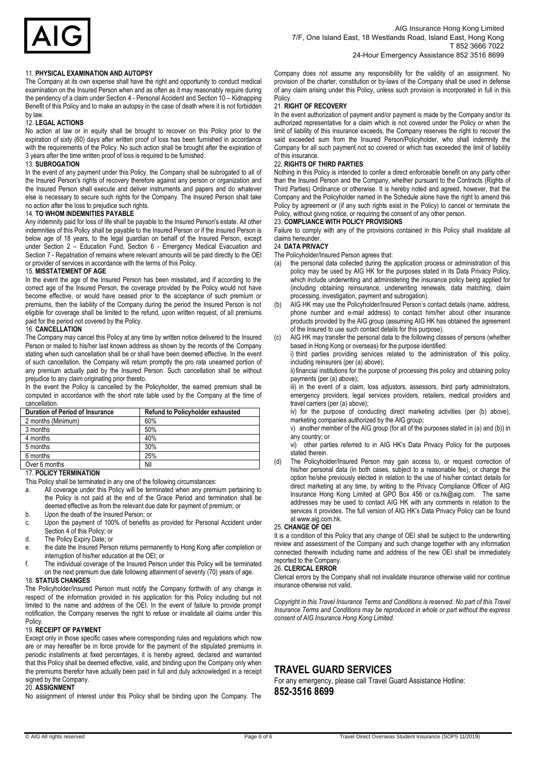AIG Insurance Hong Kong Limited
7/F, One Island East, 18 Westlands Road, Island East, Hong Kong
T 852 3666 7022
24-Hour Emergency Assistance 852 3516 8699

11. **PHYSICAL EXAMINATION AND AUTOPSY**

The Company at its own expense shall have the right and opportunity to conduct medical examination on the Insured Person when and as often as it may reasonably require during the pendency of a claim under Section 4 - Personal Accident and Section 10 – Kidnapping Benefit of this Policy and to make an autopsy in the case of death where it is not forbidden by law.

12. **LEGAL ACTIONS**

No action at law or in equity shall be brought to recover on this Policy prior to the expiration of sixty (60) days after written proof of loss has been furnished in accordance with the requirements of the Policy. No such action shall be brought after the expiration of 3 years after the time written proof of loss is required to be furnished.

13. **SUBROGATION**

In the event of any payment under this Policy, the Company shall be subrogated to all of the Insured Person's rights of recovery therefore against any person or organization and the Insured Person shall execute and deliver instruments and papers and do whatever else is necessary to secure such rights for the Company. The Insured Person shall take no action after the loss to prejudice such rights.

14. **TO WHOM INDEMNITIES PAYABLE**

Any indemnity paid for loss of life shall be payable to the Insured Person's estate. All other indemnities of this Policy shall be payable to the Insured Person or if the Insured Person is below age of 18 years, to the legal guardian on behalf of the Insured Person, except under Section 2 – Education Fund, Section 6 - Emergency Medical Evacuation and Section 7 - Repatriation of remains where relevant amounts will be paid directly to the OEI or provider of services in accordance with the terms of this Policy.

15. **MISSTATEMENT OF AGE**

In the event the age of the Insured Person has been misstated, and if according to the correct age of the Insured Person, the coverage provided by the Policy would not have become effective, or would have ceased prior to the acceptance of such premium or premiums, then the liability of the Company during the period the Insured Person is not eligible for coverage shall be limited to the refund, upon written request, of all premiums paid for the period not covered by the Policy.

16. **CANCELLATION**

The Company may cancel this Policy at any time by written notice delivered to the Insured Person or mailed to his/her last known address as shown by the records of the Company stating when such cancellation shall be or shall have been deemed effective. In the event of such cancellation, the Company will return promptly the pro rata unearned portion of any premium actually paid by the Insured Person. Such cancellation shall be without prejudice to any claim originating prior thereto.

In the event the Policy is cancelled by the Policyholder, the earned premium shall be computed in accordance with the short rate table used by the Company at the time of cancellation.

| Duration of Period of Insurance | Refund to Policyholder exhausted |
|---|---|
| 2 months (Minimum) | 60% |
| 3 months | 50% |
| 4 months | 40% |
| 5 months | 30% |
| 6 months | 25% |
| Over 6 months | Nil |

17. **POLICY TERMINATION**

This Policy shall be terminated in any one of the following circumstances:

a. All coverage under this Policy will be terminated when any premium pertaining to the Policy is not paid at the end of the Grace Period and termination shall be deemed effective as from the relevant due date for payment of premium; or
b. Upon the death of the Insured Person; or
c. Upon the payment of 100% of benefits as provided for Personal Accident under Section 4 of this Policy; or
d. The Policy Expiry Date; or
e. the date the Insured Person returns permanently to Hong Kong after completion or interruption of his/her education at the OEI; or
f. The individual coverage of the Insured Person under this Policy will be terminated on the next premium due date following attainment of seventy (70) years of age.

18. **STATUS CHANGES**

The Policyholder/Insured Person must notify the Company forthwith of any change in respect of the information provided in his application for this Policy including but not limited to the name and address of the OEI. In the event of failure to provide prompt notification, the Company reserves the right to refuse or invalidate all claims under this Policy.

19. **RECEIPT OF PAYMENT**

Except only in those specific cases where corresponding rules and regulations which now are or may hereafter be in force provide for the payment of the stipulated premiums in periodic installments at fixed percentages, it is hereby agreed, declared and warranted that this Policy shall be deemed effective, valid, and binding upon the Company only when the premiums therefor have actually been paid in full and duly acknowledged in a receipt signed by the Company.

20. **ASSIGNMENT**

No assignment of interest under this Policy shall be binding upon the Company. The Company does not assume any responsibility for the validity of an assignment. No provision of the charter, constitution or by-laws of the Company shall be used in defense of any claim arising under this Policy, unless such provision is incorporated in full in this Policy.

21. **RIGHT OF RECOVERY**

In the event authorization of payment and/or payment is made by the Company and/or its authorized representative for a claim which is not covered under the Policy or when the limit of liability of this insurance exceeds, the Company reserves the right to recover the said exceeded sum from the Insured Person/Policyholder, who shall indemnity the Company for all such payment not so covered or which has exceeded the limit of liability of this insurance.

22. **RIGHTS OF THIRD PARTIES**

Nothing in this Policy is intended to confer a direct enforceable benefit on any party other than the Insured Person and the Company, whether pursuant to the Contracts (Rights of Third Parties) Ordinance or otherwise. It is hereby noted and agreed, however, that the Company and the Policyholder named in the Schedule alone have the right to amend this Policy by agreement or (if any such rights exist in the Policy) to cancel or terminate the Policy, without giving notice, or requiring the consent of any other person.

23. **COMPLIANCE WITH POLICY PROVISIONS**

Failure to comply with any of the provisions contained in this Policy shall invalidate all claims hereunder.

24. **DATA PRIVACY**

The Policyholder/Insured Person agrees that:

(a) the personal data collected during the application process or administration of this policy may be used by AIG HK for the purposes stated in its Data Privacy Policy, which include underwriting and administering the insurance policy being applied for (including obtaining reinsurance, underwriting renewals, data matching, claim processing, investigation, payment and subrogation).
(b) AIG HK may use the Policyholder/Insured Person's contact details (name, address, phone number and e-mail address) to contact him/her about other insurance products provided by the AIG group (assuming AIG HK has obtained the agreement of the Insured to use such contact details for this purpose).
(c) AIG HK may transfer the personal data to the following classes of persons (whether based in Hong Kong or overseas) for the purpose identified:
    i) third parties providing services related to the administration of this policy, including reinsurers (per (a) above);
    ii) financial institutions for the purpose of processing this policy and obtaining policy payments (per (a) above);
    iii) in the event of a claim, loss adjustors, assessors, third party administrators, emergency providers, legal services providers, retailers, medical providers and travel carriers (per (a) above);
    iv) for the purpose of conducting direct marketing activities (per (b) above), marketing companies authorized by the AIG group;
    v) another member of the AIG group (for all of the purposes stated in (a) and (b)) in any country; or
    vi) other parties referred to in AIG HK's Data Privacy Policy for the purposes stated therein.
(d) The Policyholder/Insured Person may gain access to, or request correction of his/her personal data (in both cases, subject to a reasonable fee), or change the option he/she previously elected in relation to the use of his/her contact details for direct marketing at any time, by writing to the Privacy Compliance Officer of AIG Insurance Hong Kong Limited at GPO Box 456 or cs.hk@aig.com. The same addresses may be used to contact AIG HK with any comments in relation to the services it provides. The full version of AIG HK's Data Privacy Policy can be found at www.aig.com.hk.

25. **CHANGE OF OEI**

It is a condition of this Policy that any change of OEI shall be subject to the underwriting review and assessment of the Company and such change together with any information connected therewith including name and address of the new OEI shall be immediately reported to the Company.

26. **CLERICAL ERROR**

Clerical errors by the Company shall not invalidate insurance otherwise valid nor continue insurance otherwise not valid.

*Copyright in this Travel Insurance Terms and Conditions is reserved. No part of this Travel Insurance Terms and Conditions may be reproduced in whole or part without the express consent of AIG Insurance Hong Kong Limited.*

## TRAVEL GUARD SERVICES

For any emergency, please call Travel Guard Assistance Hotline:

**852-3516 8699**